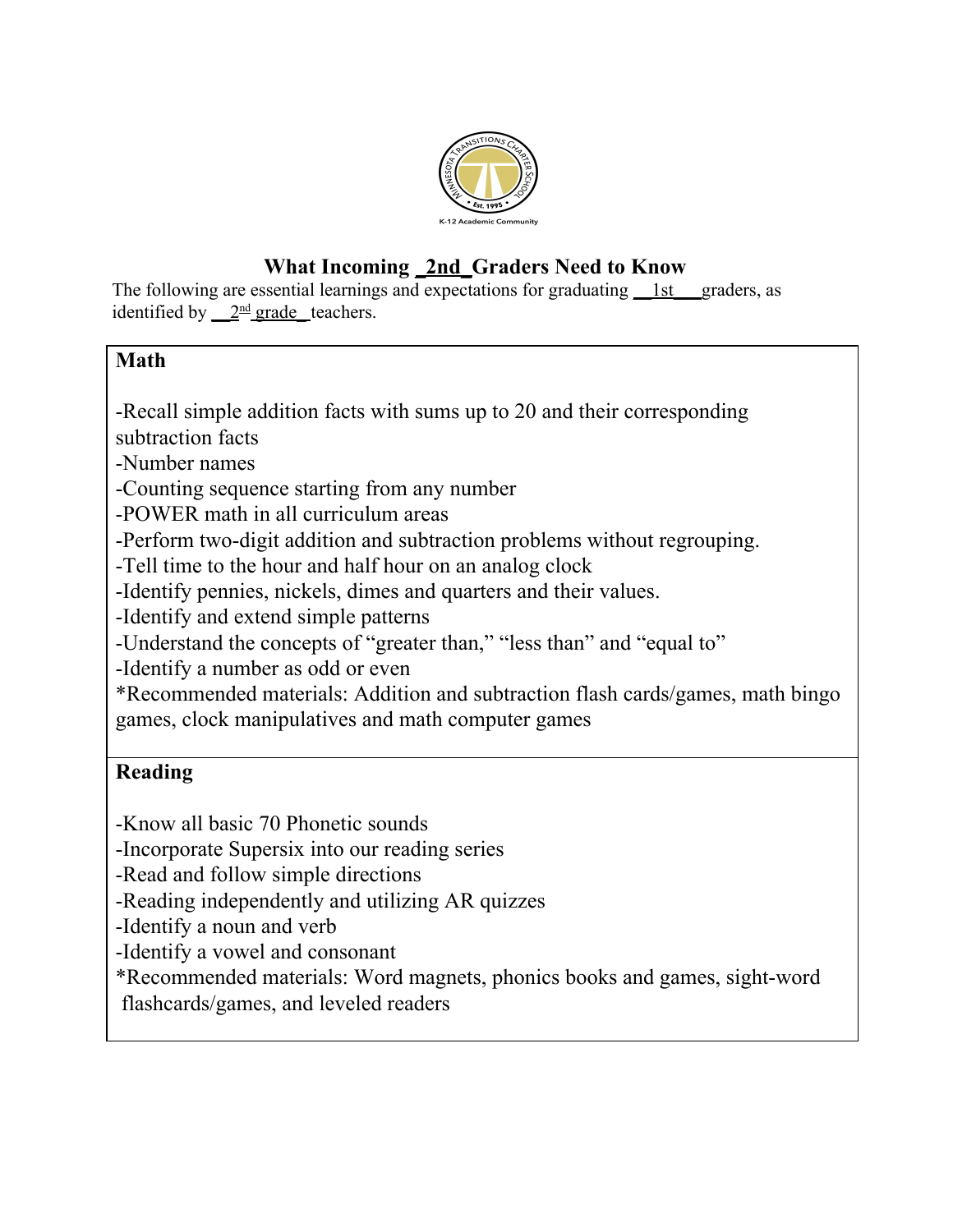# What Incoming _2nd_Graders Need to Know

The following are essential learnings and expectations for graduating __1st___graders, as identified by __2nd grade_ teachers.

## Math

-Recall simple addition facts with sums up to 20 and their corresponding subtraction facts
-Number names
-Counting sequence starting from any number
-POWER math in all curriculum areas
-Perform two-digit addition and subtraction problems without regrouping.
-Tell time to the hour and half hour on an analog clock
-Identify pennies, nickels, dimes and quarters and their values.
-Identify and extend simple patterns
-Understand the concepts of "greater than," "less than" and "equal to"
-Identify a number as odd or even
*Recommended materials: Addition and subtraction flash cards/games, math bingo games, clock manipulatives and math computer games

## Reading

-Know all basic 70 Phonetic sounds
-Incorporate Supersix into our reading series
-Read and follow simple directions
-Reading independently and utilizing AR quizzes
-Identify a noun and verb
-Identify a vowel and consonant
*Recommended materials: Word magnets, phonics books and games, sight-word flashcards/games, and leveled readers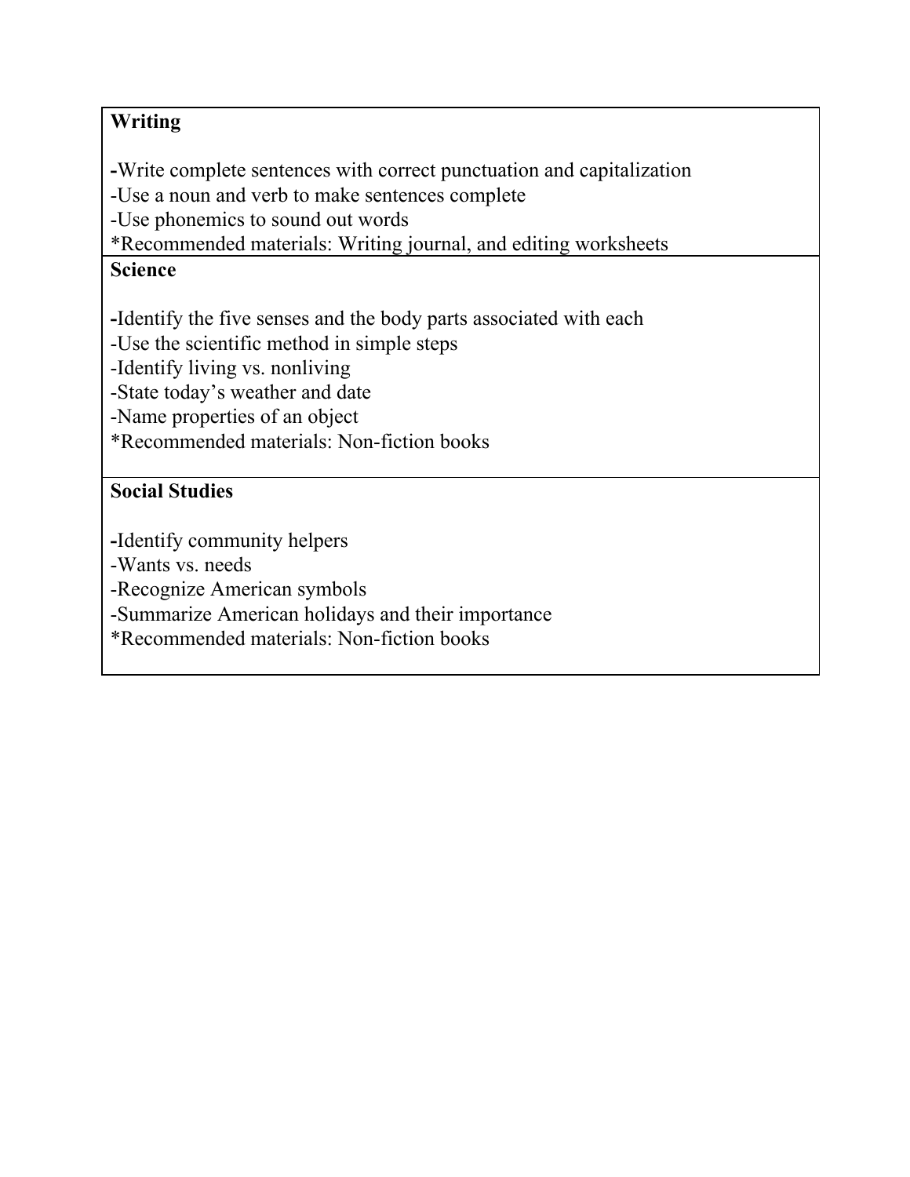**Writing**

-Write complete sentences with correct punctuation and capitalization
-Use a noun and verb to make sentences complete
-Use phonemics to sound out words
*Recommended materials: Writing journal, and editing worksheets

**Science**

-Identify the five senses and the body parts associated with each
-Use the scientific method in simple steps
-Identify living vs. nonliving
-State today's weather and date
-Name properties of an object
*Recommended materials: Non-fiction books

**Social Studies**

-Identify community helpers
-Wants vs. needs
-Recognize American symbols
-Summarize American holidays and their importance
*Recommended materials: Non-fiction books